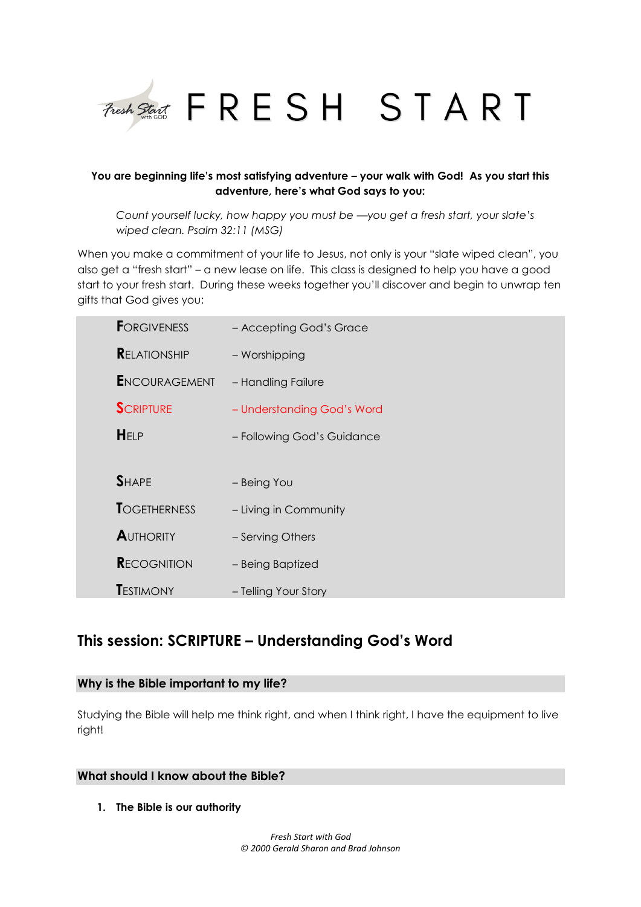# FRESH START

**You are beginning life's most satisfying adventure – your walk with God! As you start this adventure, here's what God says to you:**

> *Count yourself lucky, how happy you must be —you get a fresh start, your slate's wiped clean. Psalm 32:11 (MSG)*

When you make a commitment of your life to Jesus, not only is your "slate wiped clean", you also get a "fresh start" – a new lease on life. This class is designed to help you have a good start to your fresh start. During these weeks together you'll discover and begin to unwrap ten gifts that God gives you:

| | |
|---|---|
| **F**ORGIVENESS | – Accepting God's Grace |
| **R**ELATIONSHIP | – Worshipping |
| **E**NCOURAGEMENT | – Handling Failure |
| **S**CRIPTURE | – Understanding God's Word |
| **H**ELP | – Following God's Guidance |
| **S**HAPE | – Being You |
| **T**OGETHERNESS | – Living in Community |
| **A**UTHORITY | – Serving Others |
| **R**ECOGNITION | – Being Baptized |
| **T**ESTIMONY | – Telling Your Story |

## This session: SCRIPTURE – Understanding God's Word

### Why is the Bible important to my life?

Studying the Bible will help me think right, and when I think right, I have the equipment to live right!

### What should I know about the Bible?

1. **The Bible is our authority**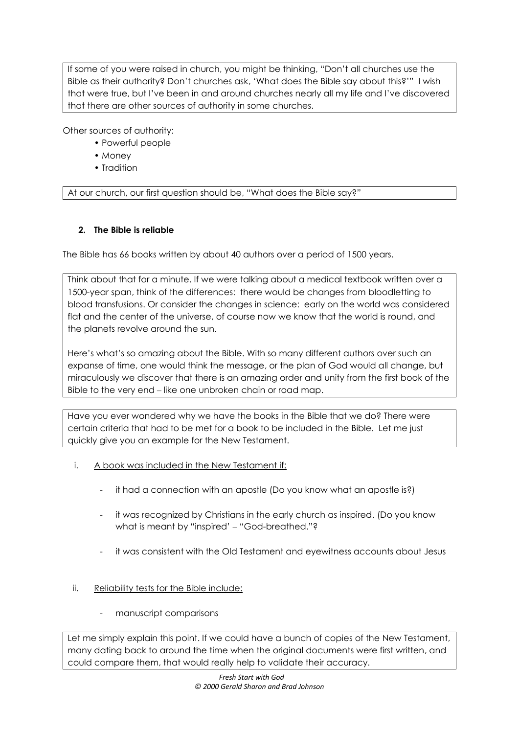If some of you were raised in church, you might be thinking, "Don't all churches use the Bible as their authority? Don't churches ask, 'What does the Bible say about this?'" I wish that were true, but I've been in and around churches nearly all my life and I've discovered that there are other sources of authority in some churches.

Other sources of authority:

- Powerful people
- Money
- Tradition

At our church, our first question should be, "What does the Bible say?"

## 2. The Bible is reliable

The Bible has 66 books written by about 40 authors over a period of 1500 years.

Think about that for a minute. If we were talking about a medical textbook written over a 1500-year span, think of the differences: there would be changes from bloodletting to blood transfusions. Or consider the changes in science: early on the world was considered flat and the center of the universe, of course now we know that the world is round, and the planets revolve around the sun.

Here's what's so amazing about the Bible. With so many different authors over such an expanse of time, one would think the message, or the plan of God would all change, but miraculously we discover that there is an amazing order and unity from the first book of the Bible to the very end – like one unbroken chain or road map.

Have you ever wondered why we have the books in the Bible that we do? There were certain criteria that had to be met for a book to be included in the Bible. Let me just quickly give you an example for the New Testament.

i. <u>A book was included in the New Testament if:</u>

- it had a connection with an apostle (Do you know what an apostle is?)
- it was recognized by Christians in the early church as inspired. (Do you know what is meant by "inspired' – "God-breathed."?
- it was consistent with the Old Testament and eyewitness accounts about Jesus

ii. <u>Reliability tests for the Bible include:</u>

- manuscript comparisons

Let me simply explain this point. If we could have a bunch of copies of the New Testament, many dating back to around the time when the original documents were first written, and could compare them, that would really help to validate their accuracy.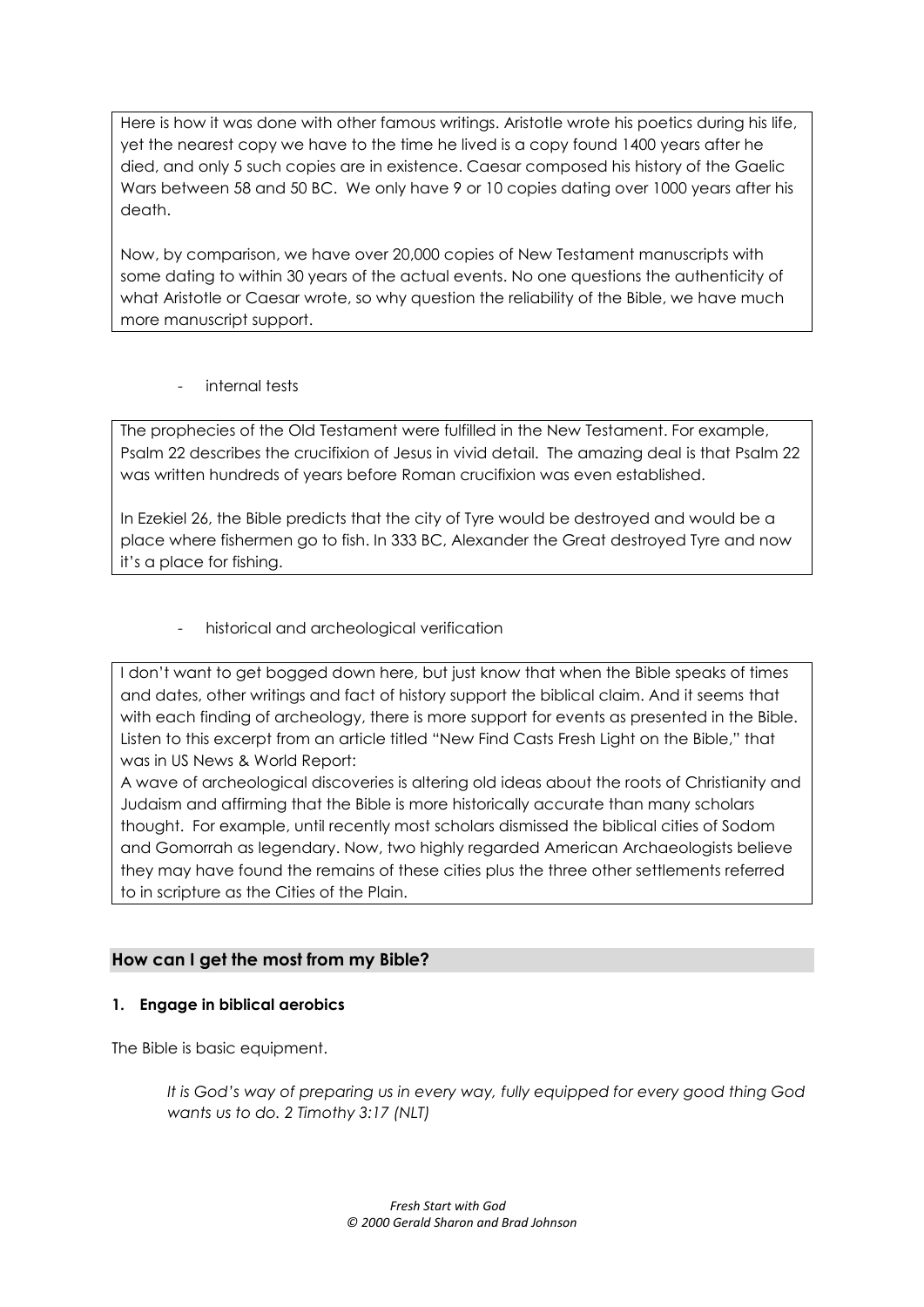Here is how it was done with other famous writings. Aristotle wrote his poetics during his life, yet the nearest copy we have to the time he lived is a copy found 1400 years after he died, and only 5 such copies are in existence. Caesar composed his history of the Gaelic Wars between 58 and 50 BC. We only have 9 or 10 copies dating over 1000 years after his death.

Now, by comparison, we have over 20,000 copies of New Testament manuscripts with some dating to within 30 years of the actual events. No one questions the authenticity of what Aristotle or Caesar wrote, so why question the reliability of the Bible, we have much more manuscript support.

- internal tests

The prophecies of the Old Testament were fulfilled in the New Testament. For example, Psalm 22 describes the crucifixion of Jesus in vivid detail. The amazing deal is that Psalm 22 was written hundreds of years before Roman crucifixion was even established.

In Ezekiel 26, the Bible predicts that the city of Tyre would be destroyed and would be a place where fishermen go to fish. In 333 BC, Alexander the Great destroyed Tyre and now it's a place for fishing.

- historical and archeological verification

I don't want to get bogged down here, but just know that when the Bible speaks of times and dates, other writings and fact of history support the biblical claim. And it seems that with each finding of archeology, there is more support for events as presented in the Bible. Listen to this excerpt from an article titled "New Find Casts Fresh Light on the Bible," that was in US News & World Report:

A wave of archeological discoveries is altering old ideas about the roots of Christianity and Judaism and affirming that the Bible is more historically accurate than many scholars thought. For example, until recently most scholars dismissed the biblical cities of Sodom and Gomorrah as legendary. Now, two highly regarded American Archaeologists believe they may have found the remains of these cities plus the three other settlements referred to in scripture as the Cities of the Plain.

## How can I get the most from my Bible?

**1. Engage in biblical aerobics**

The Bible is basic equipment.

> *It is God's way of preparing us in every way, fully equipped for every good thing God wants us to do. 2 Timothy 3:17 (NLT)*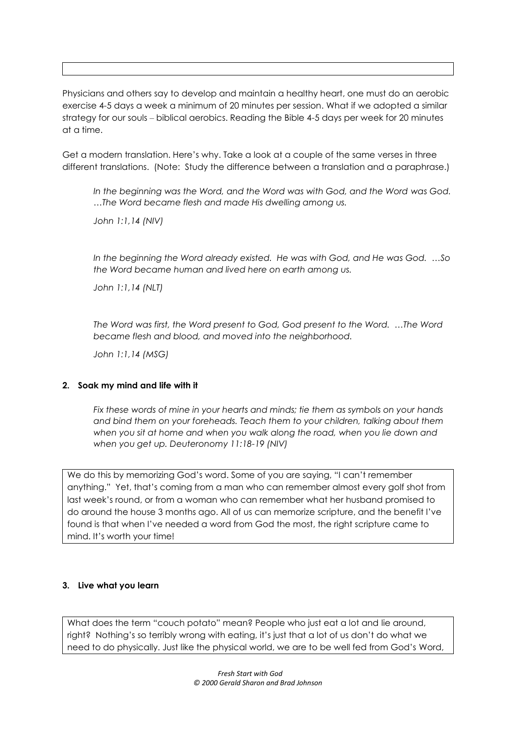Physicians and others say to develop and maintain a healthy heart, one must do an aerobic exercise 4-5 days a week a minimum of 20 minutes per session. What if we adopted a similar strategy for our souls – biblical aerobics. Reading the Bible 4-5 days per week for 20 minutes at a time.

Get a modern translation. Here's why. Take a look at a couple of the same verses in three different translations. (Note: Study the difference between a translation and a paraphrase.)

> *In the beginning was the Word, and the Word was with God, and the Word was God. …The Word became flesh and made His dwelling among us.*
>
> *John 1:1,14 (NIV)*

> *In the beginning the Word already existed. He was with God, and He was God. …So the Word became human and lived here on earth among us.*
>
> *John 1:1,14 (NLT)*

> *The Word was first, the Word present to God, God present to the Word. …The Word became flesh and blood, and moved into the neighborhood.*
>
> *John 1:1,14 (MSG)*

**2. Soak my mind and life with it**

> *Fix these words of mine in your hearts and minds; tie them as symbols on your hands and bind them on your foreheads. Teach them to your children, talking about them when you sit at home and when you walk along the road, when you lie down and when you get up. Deuteronomy 11:18-19 (NIV)*

We do this by memorizing God's word. Some of you are saying, "I can't remember anything." Yet, that's coming from a man who can remember almost every golf shot from last week's round, or from a woman who can remember what her husband promised to do around the house 3 months ago. All of us can memorize scripture, and the benefit I've found is that when I've needed a word from God the most, the right scripture came to mind. It's worth your time!

**3. Live what you learn**

What does the term "couch potato" mean? People who just eat a lot and lie around, right? Nothing's so terribly wrong with eating, it's just that a lot of us don't do what we need to do physically. Just like the physical world, we are to be well fed from God's Word,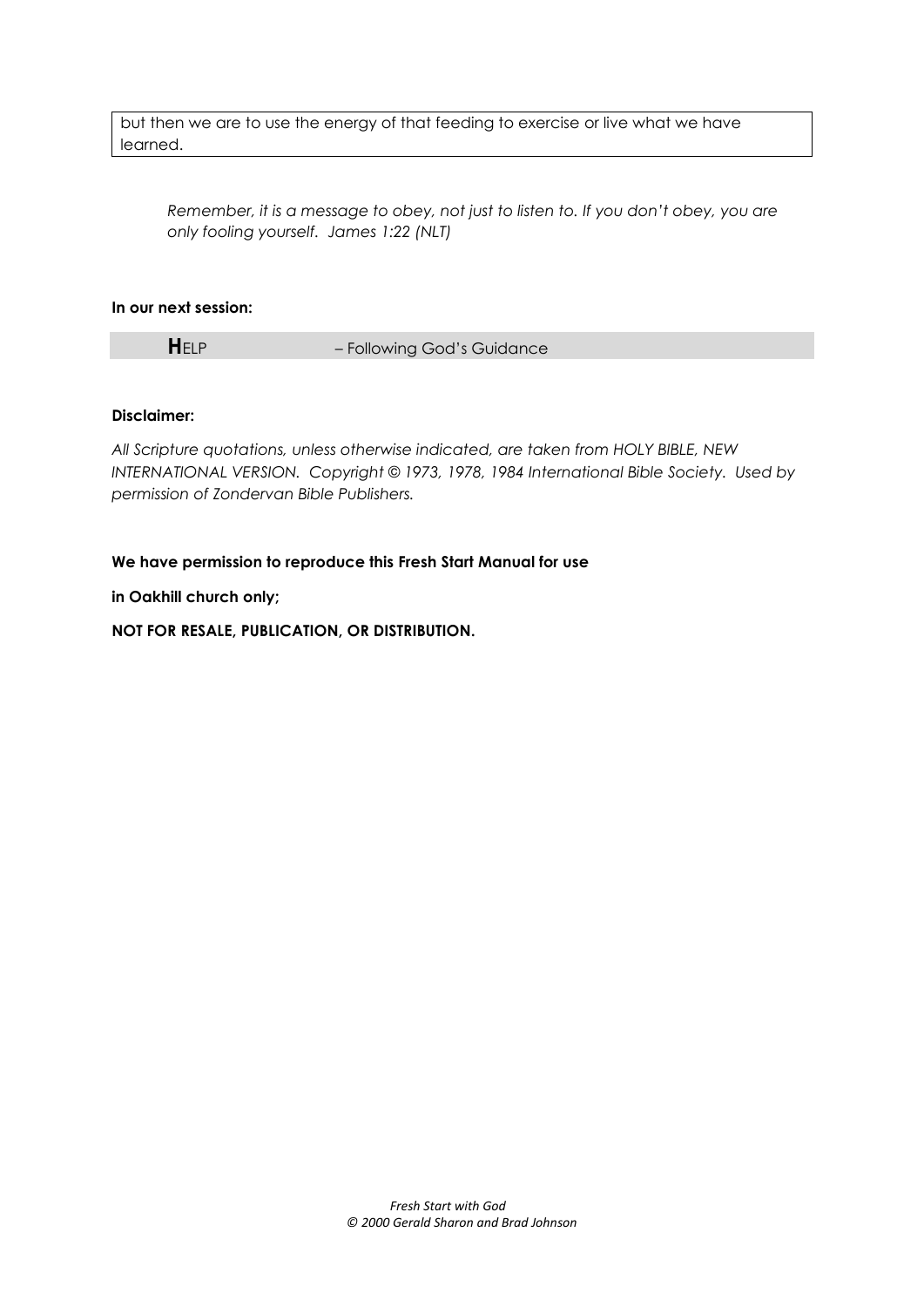but then we are to use the energy of that feeding to exercise or live what we have learned.

*Remember, it is a message to obey, not just to listen to. If you don't obey, you are only fooling yourself. James 1:22 (NLT)*

**In our next session:**

**H**ELP – Following God's Guidance

**Disclaimer:**

*All Scripture quotations, unless otherwise indicated, are taken from HOLY BIBLE, NEW INTERNATIONAL VERSION. Copyright © 1973, 1978, 1984 International Bible Society. Used by permission of Zondervan Bible Publishers.*

**We have permission to reproduce this Fresh Start Manual for use**

**in Oakhill church only;**

**NOT FOR RESALE, PUBLICATION, OR DISTRIBUTION.**